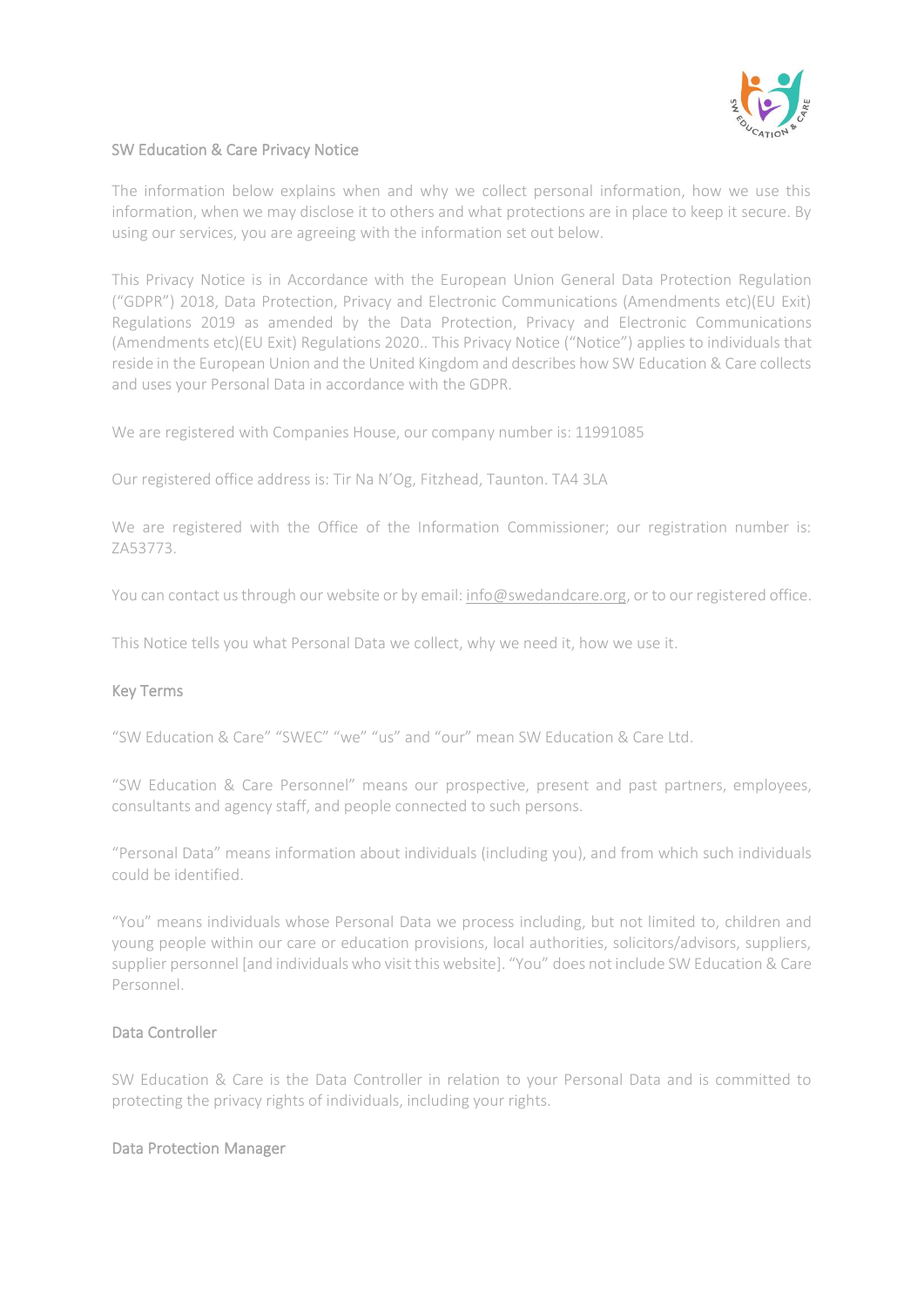# SW Education & Care Privacy Notice

The information below explains when and why we collect personal information, how we use this information, when we may disclose it to others and what protections are in place to keep it secure. By using our services, you are agreeing with the information set out below.

This Privacy Notice is in Accordance with the European Union General Data Protection Regulation ("GDPR") 2018, Data Protection, Privacy and Electronic Communications (Amendments etc)(EU Exit) Regulations 2019 as amended by the Data Protection, Privacy and Electronic Communications (Amendments etc)(EU Exit) Regulations 2020.. This Privacy Notice ("Notice") applies to individuals that reside in the European Union and the United Kingdom and describes how SW Education & Care collects and uses your Personal Data in accordance with the GDPR.

We are registered with Companies House, our company number is: 11991085

Our registered office address is: Tir Na N'Og, Fitzhead, Taunton. TA4 3LA

We are registered with the Office of the Information Commissioner; our registration number is: ZA53773.

You can contact us through our website or by email: info@swedandcare.org, or to our registered office.

This Notice tells you what Personal Data we collect, why we need it, how we use it.

## Key Terms

"SW Education & Care" "SWEC" "we" "us" and "our" mean SW Education & Care Ltd.

"SW Education & Care Personnel" means our prospective, present and past partners, employees, consultants and agency staff, and people connected to such persons.

"Personal Data" means information about individuals (including you), and from which such individuals could be identified.

"You" means individuals whose Personal Data we process including, but not limited to, children and young people within our care or education provisions, local authorities, solicitors/advisors, suppliers, supplier personnel [and individuals who visit this website]. "You" does not include SW Education & Care Personnel.

## Data Controller

SW Education & Care is the Data Controller in relation to your Personal Data and is committed to protecting the privacy rights of individuals, including your rights.

## Data Protection Manager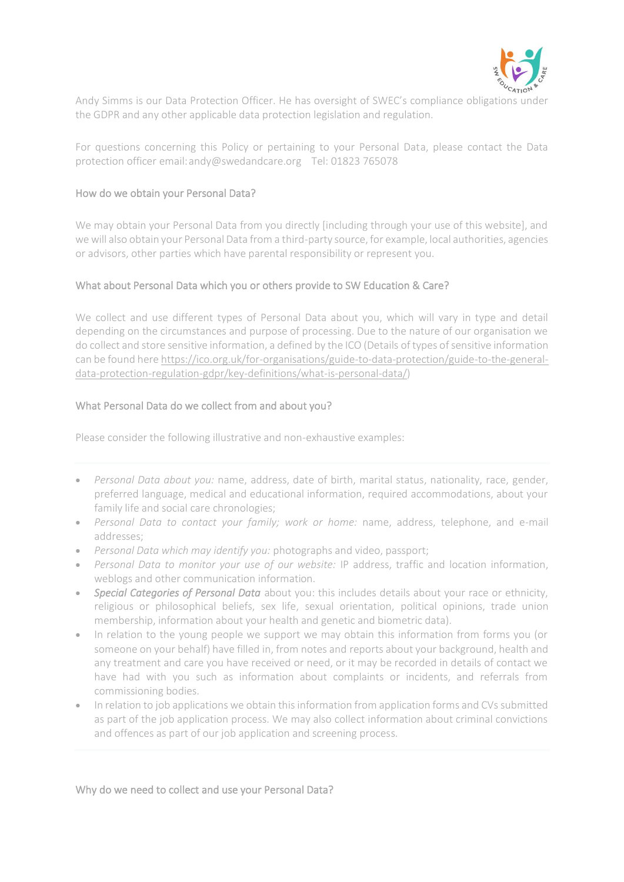Andy Simms is our Data Protection Officer. He has oversight of SWEC's compliance obligations under the GDPR and any other applicable data protection legislation and regulation.

For questions concerning this Policy or pertaining to your Personal Data, please contact the Data protection officer email: andy@swedandcare.org   Tel: 01823 765078

### How do we obtain your Personal Data?

We may obtain your Personal Data from you directly [including through your use of this website], and we will also obtain your Personal Data from a third-party source, for example, local authorities, agencies or advisors, other parties which have parental responsibility or represent you.

### What about Personal Data which you or others provide to SW Education & Care?

We collect and use different types of Personal Data about you, which will vary in type and detail depending on the circumstances and purpose of processing. Due to the nature of our organisation we do collect and store sensitive information, a defined by the ICO (Details of types of sensitive information can be found here https://ico.org.uk/for-organisations/guide-to-data-protection/guide-to-the-general-data-protection-regulation-gdpr/key-definitions/what-is-personal-data/)

### What Personal Data do we collect from and about you?

Please consider the following illustrative and non-exhaustive examples:

- *Personal Data about you:* name, address, date of birth, marital status, nationality, race, gender, preferred language, medical and educational information, required accommodations, about your family life and social care chronologies;
- *Personal Data to contact your family; work or home:* name, address, telephone, and e-mail addresses;
- *Personal Data which may identify you:* photographs and video, passport;
- *Personal Data to monitor your use of our website:* IP address, traffic and location information, weblogs and other communication information.
- *Special Categories of Personal Data* about you: this includes details about your race or ethnicity, religious or philosophical beliefs, sex life, sexual orientation, political opinions, trade union membership, information about your health and genetic and biometric data).
- In relation to the young people we support we may obtain this information from forms you (or someone on your behalf) have filled in, from notes and reports about your background, health and any treatment and care you have received or need, or it may be recorded in details of contact we have had with you such as information about complaints or incidents, and referrals from commissioning bodies.
- In relation to job applications we obtain this information from application forms and CVs submitted as part of the job application process. We may also collect information about criminal convictions and offences as part of our job application and screening process.

### Why do we need to collect and use your Personal Data?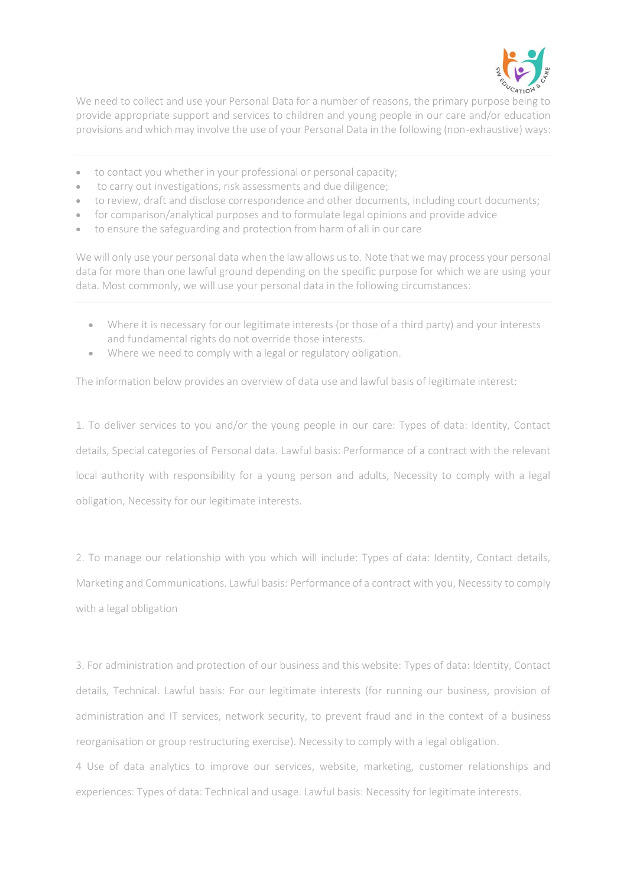We need to collect and use your Personal Data for a number of reasons, the primary purpose being to provide appropriate support and services to children and young people in our care and/or education provisions and which may involve the use of your Personal Data in the following (non-exhaustive) ways:

- to contact you whether in your professional or personal capacity;
- to carry out investigations, risk assessments and due diligence;
- to review, draft and disclose correspondence and other documents, including court documents;
- for comparison/analytical purposes and to formulate legal opinions and provide advice
- to ensure the safeguarding and protection from harm of all in our care

We will only use your personal data when the law allows us to. Note that we may process your personal data for more than one lawful ground depending on the specific purpose for which we are using your data. Most commonly, we will use your personal data in the following circumstances:

- Where it is necessary for our legitimate interests (or those of a third party) and your interests and fundamental rights do not override those interests.
- Where we need to comply with a legal or regulatory obligation.

The information below provides an overview of data use and lawful basis of legitimate interest:

1. To deliver services to you and/or the young people in our care: Types of data: Identity, Contact details, Special categories of Personal data. Lawful basis: Performance of a contract with the relevant local authority with responsibility for a young person and adults, Necessity to comply with a legal obligation, Necessity for our legitimate interests.

2. To manage our relationship with you which will include: Types of data: Identity, Contact details, Marketing and Communications. Lawful basis: Performance of a contract with you, Necessity to comply with a legal obligation

3. For administration and protection of our business and this website: Types of data: Identity, Contact details, Technical. Lawful basis: For our legitimate interests (for running our business, provision of administration and IT services, network security, to prevent fraud and in the context of a business reorganisation or group restructuring exercise). Necessity to comply with a legal obligation.

4 Use of data analytics to improve our services, website, marketing, customer relationships and experiences: Types of data: Technical and usage. Lawful basis: Necessity for legitimate interests.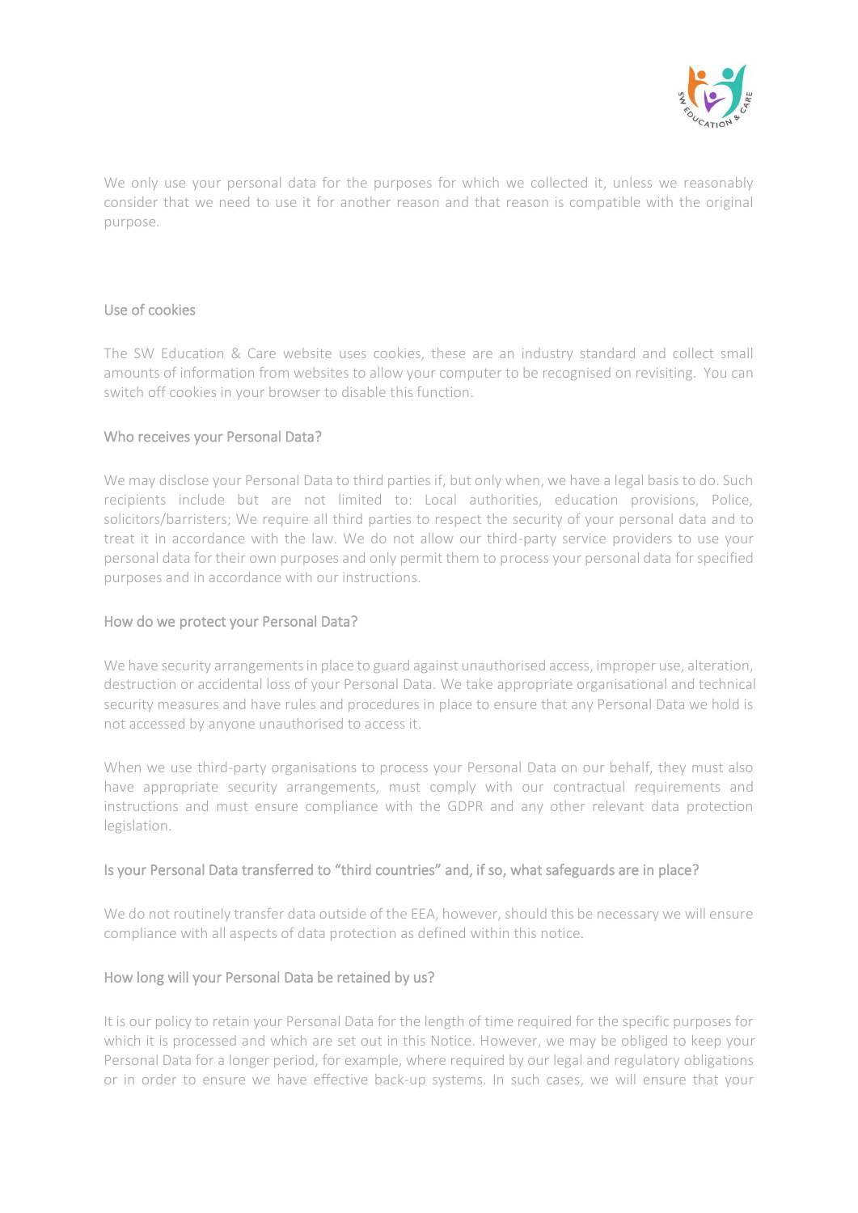We only use your personal data for the purposes for which we collected it, unless we reasonably consider that we need to use it for another reason and that reason is compatible with the original purpose.

## Use of cookies

The SW Education & Care website uses cookies, these are an industry standard and collect small amounts of information from websites to allow your computer to be recognised on revisiting. You can switch off cookies in your browser to disable this function.

## Who receives your Personal Data?

We may disclose your Personal Data to third parties if, but only when, we have a legal basis to do. Such recipients include but are not limited to: Local authorities, education provisions, Police, solicitors/barristers; We require all third parties to respect the security of your personal data and to treat it in accordance with the law. We do not allow our third-party service providers to use your personal data for their own purposes and only permit them to process your personal data for specified purposes and in accordance with our instructions.

## How do we protect your Personal Data?

We have security arrangements in place to guard against unauthorised access, improper use, alteration, destruction or accidental loss of your Personal Data. We take appropriate organisational and technical security measures and have rules and procedures in place to ensure that any Personal Data we hold is not accessed by anyone unauthorised to access it.

When we use third-party organisations to process your Personal Data on our behalf, they must also have appropriate security arrangements, must comply with our contractual requirements and instructions and must ensure compliance with the GDPR and any other relevant data protection legislation.

## Is your Personal Data transferred to "third countries" and, if so, what safeguards are in place?

We do not routinely transfer data outside of the EEA, however, should this be necessary we will ensure compliance with all aspects of data protection as defined within this notice.

## How long will your Personal Data be retained by us?

It is our policy to retain your Personal Data for the length of time required for the specific purposes for which it is processed and which are set out in this Notice. However, we may be obliged to keep your Personal Data for a longer period, for example, where required by our legal and regulatory obligations or in order to ensure we have effective back-up systems. In such cases, we will ensure that your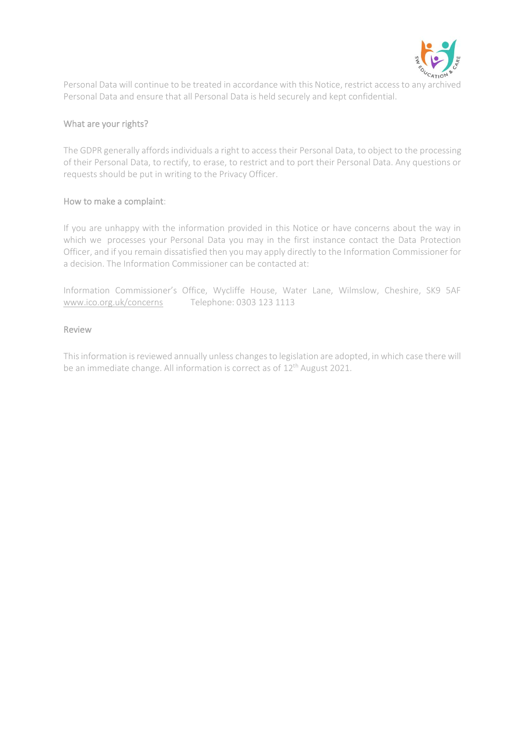Personal Data will continue to be treated in accordance with this Notice, restrict access to any archived Personal Data and ensure that all Personal Data is held securely and kept confidential.

## What are your rights?

The GDPR generally affords individuals a right to access their Personal Data, to object to the processing of their Personal Data, to rectify, to erase, to restrict and to port their Personal Data. Any questions or requests should be put in writing to the Privacy Officer.

## How to make a complaint:

If you are unhappy with the information provided in this Notice or have concerns about the way in which we processes your Personal Data you may in the first instance contact the Data Protection Officer, and if you remain dissatisfied then you may apply directly to the Information Commissioner for a decision. The Information Commissioner can be contacted at:

Information Commissioner's Office, Wycliffe House, Water Lane, Wilmslow, Cheshire, SK9 5AF
www.ico.org.uk/concerns Telephone: 0303 123 1113

## Review

This information is reviewed annually unless changes to legislation are adopted, in which case there will be an immediate change. All information is correct as of 12th August 2021.